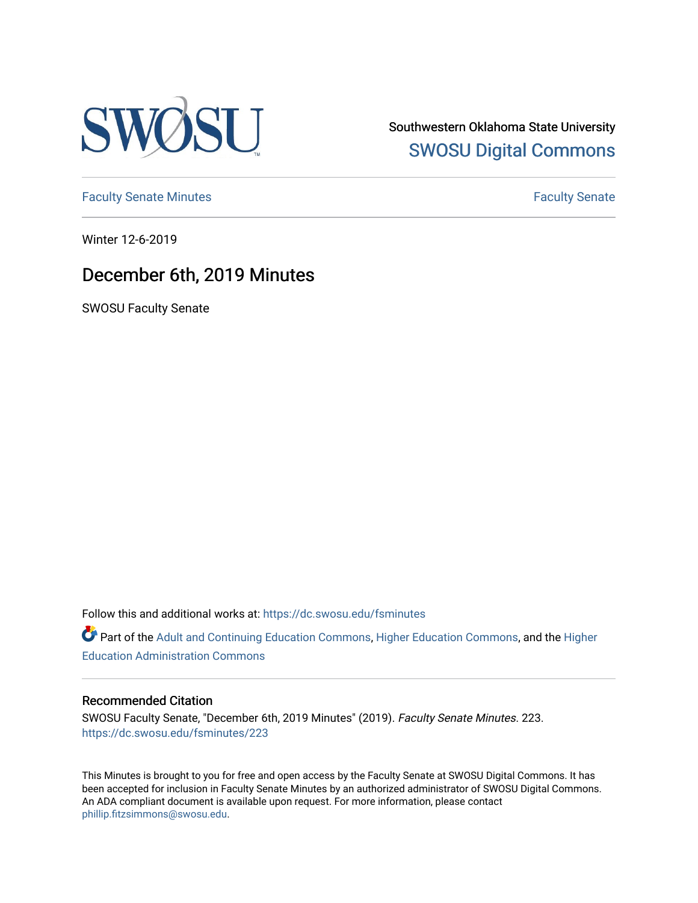Southwestern Oklahoma State University

SWOSU Digital Commons

Faculty Senate Minutes

Faculty Senate

Winter 12-6-2019

# December 6th, 2019 Minutes

SWOSU Faculty Senate

Follow this and additional works at: https://dc.swosu.edu/fsminutes

Part of the Adult and Continuing Education Commons, Higher Education Commons, and the Higher Education Administration Commons

## Recommended Citation

SWOSU Faculty Senate, "December 6th, 2019 Minutes" (2019). *Faculty Senate Minutes*. 223.
https://dc.swosu.edu/fsminutes/223

This Minutes is brought to you for free and open access by the Faculty Senate at SWOSU Digital Commons. It has been accepted for inclusion in Faculty Senate Minutes by an authorized administrator of SWOSU Digital Commons. An ADA compliant document is available upon request. For more information, please contact phillip.fitzsimmons@swosu.edu.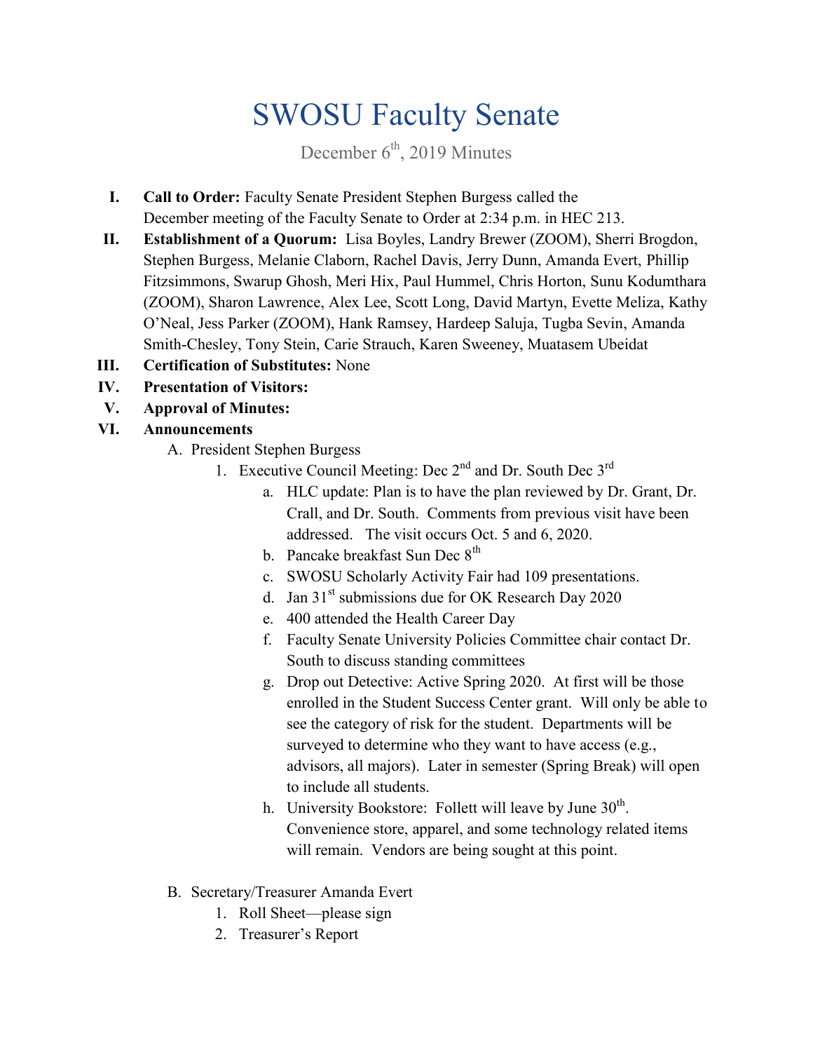# SWOSU Faculty Senate

December 6th, 2019 Minutes

I. **Call to Order:** Faculty Senate President Stephen Burgess called the December meeting of the Faculty Senate to Order at 2:34 p.m. in HEC 213.

II. **Establishment of a Quorum:** Lisa Boyles, Landry Brewer (ZOOM), Sherri Brogdon, Stephen Burgess, Melanie Claborn, Rachel Davis, Jerry Dunn, Amanda Evert, Phillip Fitzsimmons, Swarup Ghosh, Meri Hix, Paul Hummel, Chris Horton, Sunu Kodumthara (ZOOM), Sharon Lawrence, Alex Lee, Scott Long, David Martyn, Evette Meliza, Kathy O'Neal, Jess Parker (ZOOM), Hank Ramsey, Hardeep Saluja, Tugba Sevin, Amanda Smith-Chesley, Tony Stein, Carie Strauch, Karen Sweeney, Muatasem Ubeidat

III. **Certification of Substitutes:** None

IV. **Presentation of Visitors:**

V. **Approval of Minutes:**

VI. **Announcements**

A. President Stephen Burgess

1. Executive Council Meeting: Dec 2nd and Dr. South Dec 3rd
   a. HLC update: Plan is to have the plan reviewed by Dr. Grant, Dr. Crall, and Dr. South. Comments from previous visit have been addressed. The visit occurs Oct. 5 and 6, 2020.
   b. Pancake breakfast Sun Dec 8th
   c. SWOSU Scholarly Activity Fair had 109 presentations.
   d. Jan 31st submissions due for OK Research Day 2020
   e. 400 attended the Health Career Day
   f. Faculty Senate University Policies Committee chair contact Dr. South to discuss standing committees
   g. Drop out Detective: Active Spring 2020. At first will be those enrolled in the Student Success Center grant. Will only be able to see the category of risk for the student. Departments will be surveyed to determine who they want to have access (e.g., advisors, all majors). Later in semester (Spring Break) will open to include all students.
   h. University Bookstore: Follett will leave by June 30th. Convenience store, apparel, and some technology related items will remain. Vendors are being sought at this point.

B. Secretary/Treasurer Amanda Evert

1. Roll Sheet—please sign
2. Treasurer's Report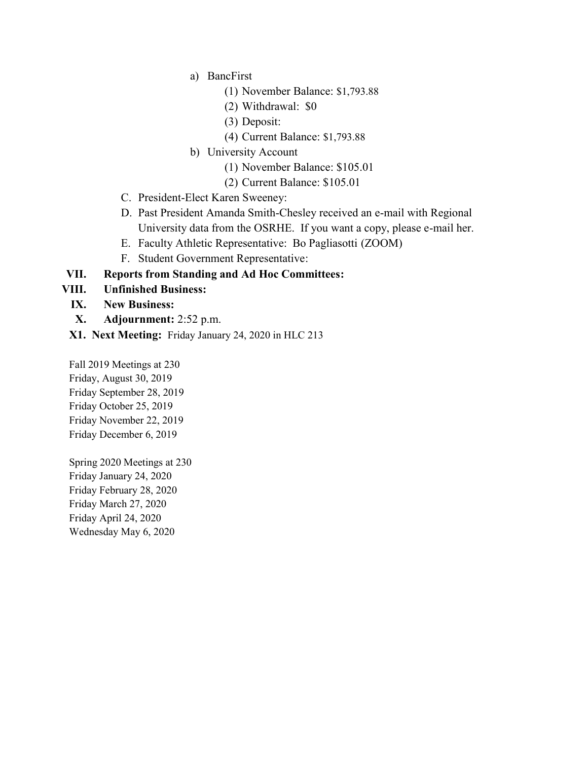a) BancFirst
    (1) November Balance: $1,793.88
    (2) Withdrawal: $0
    (3) Deposit:
    (4) Current Balance: $1,793.88

b) University Account
    (1) November Balance: $105.01
    (2) Current Balance: $105.01

C. President-Elect Karen Sweeney:

D. Past President Amanda Smith-Chesley received an e-mail with Regional University data from the OSRHE. If you want a copy, please e-mail her.

E. Faculty Athletic Representative: Bo Pagliasotti (ZOOM)

F. Student Government Representative:

**VII. Reports from Standing and Ad Hoc Committees:**

**VIII. Unfinished Business:**

**IX. New Business:**

**X. Adjournment:** 2:52 p.m.

**X1. Next Meeting:** Friday January 24, 2020 in HLC 213

Fall 2019 Meetings at 230
Friday, August 30, 2019
Friday September 28, 2019
Friday October 25, 2019
Friday November 22, 2019
Friday December 6, 2019

Spring 2020 Meetings at 230
Friday January 24, 2020
Friday February 28, 2020
Friday March 27, 2020
Friday April 24, 2020
Wednesday May 6, 2020